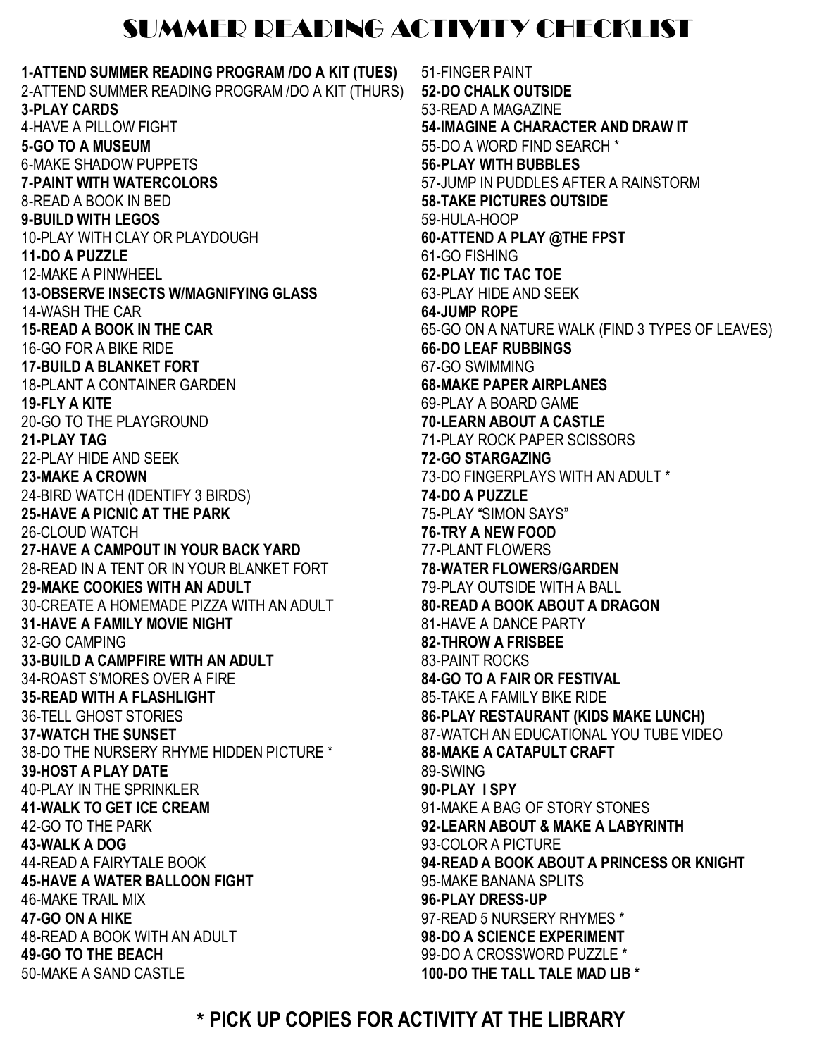# SUMMER READING ACTIVITY CHECKLIST

**1-ATTEND SUMMER READING PROGRAM /DO A KIT (TUES)**
2-ATTEND SUMMER READING PROGRAM /DO A KIT (THURS)
**3-PLAY CARDS**
4-HAVE A PILLOW FIGHT
**5-GO TO A MUSEUM**
6-MAKE SHADOW PUPPETS
**7-PAINT WITH WATERCOLORS**
8-READ A BOOK IN BED
**9-BUILD WITH LEGOS**
10-PLAY WITH CLAY OR PLAYDOUGH
**11-DO A PUZZLE**
12-MAKE A PINWHEEL
**13-OBSERVE INSECTS W/MAGNIFYING GLASS**
14-WASH THE CAR
**15-READ A BOOK IN THE CAR**
16-GO FOR A BIKE RIDE
**17-BUILD A BLANKET FORT**
18-PLANT A CONTAINER GARDEN
**19-FLY A KITE**
20-GO TO THE PLAYGROUND
**21-PLAY TAG**
22-PLAY HIDE AND SEEK
**23-MAKE A CROWN**
24-BIRD WATCH (IDENTIFY 3 BIRDS)
**25-HAVE A PICNIC AT THE PARK**
26-CLOUD WATCH
**27-HAVE A CAMPOUT IN YOUR BACK YARD**
28-READ IN A TENT OR IN YOUR BLANKET FORT
**29-MAKE COOKIES WITH AN ADULT**
30-CREATE A HOMEMADE PIZZA WITH AN ADULT
**31-HAVE A FAMILY MOVIE NIGHT**
32-GO CAMPING
**33-BUILD A CAMPFIRE WITH AN ADULT**
34-ROAST S'MORES OVER A FIRE
**35-READ WITH A FLASHLIGHT**
36-TELL GHOST STORIES
**37-WATCH THE SUNSET**
38-DO THE NURSERY RHYME HIDDEN PICTURE *
**39-HOST A PLAY DATE**
40-PLAY IN THE SPRINKLER
**41-WALK TO GET ICE CREAM**
42-GO TO THE PARK
**43-WALK A DOG**
44-READ A FAIRYTALE BOOK
**45-HAVE A WATER BALLOON FIGHT**
46-MAKE TRAIL MIX
**47-GO ON A HIKE**
48-READ A BOOK WITH AN ADULT
**49-GO TO THE BEACH**
50-MAKE A SAND CASTLE
51-FINGER PAINT
**52-DO CHALK OUTSIDE**
53-READ A MAGAZINE
**54-IMAGINE A CHARACTER AND DRAW IT**
55-DO A WORD FIND SEARCH *
**56-PLAY WITH BUBBLES**
57-JUMP IN PUDDLES AFTER A RAINSTORM
**58-TAKE PICTURES OUTSIDE**
59-HULA-HOOP
**60-ATTEND A PLAY @THE FPST**
61-GO FISHING
**62-PLAY TIC TAC TOE**
63-PLAY HIDE AND SEEK
**64-JUMP ROPE**
65-GO ON A NATURE WALK (FIND 3 TYPES OF LEAVES)
**66-DO LEAF RUBBINGS**
67-GO SWIMMING
**68-MAKE PAPER AIRPLANES**
69-PLAY A BOARD GAME
**70-LEARN ABOUT A CASTLE**
71-PLAY ROCK PAPER SCISSORS
**72-GO STARGAZING**
73-DO FINGERPLAYS WITH AN ADULT *
**74-DO A PUZZLE**
75-PLAY "SIMON SAYS"
**76-TRY A NEW FOOD**
77-PLANT FLOWERS
**78-WATER FLOWERS/GARDEN**
79-PLAY OUTSIDE WITH A BALL
**80-READ A BOOK ABOUT A DRAGON**
81-HAVE A DANCE PARTY
**82-THROW A FRISBEE**
83-PAINT ROCKS
**84-GO TO A FAIR OR FESTIVAL**
85-TAKE A FAMILY BIKE RIDE
**86-PLAY RESTAURANT (KIDS MAKE LUNCH)**
87-WATCH AN EDUCATIONAL YOU TUBE VIDEO
**88-MAKE A CATAPULT CRAFT**
89-SWING
**90-PLAY I SPY**
91-MAKE A BAG OF STORY STONES
**92-LEARN ABOUT & MAKE A LABYRINTH**
93-COLOR A PICTURE
**94-READ A BOOK ABOUT A PRINCESS OR KNIGHT**
95-MAKE BANANA SPLITS
**96-PLAY DRESS-UP**
97-READ 5 NURSERY RHYMES *
**98-DO A SCIENCE EXPERIMENT**
99-DO A CROSSWORD PUZZLE *
**100-DO THE TALL TALE MAD LIB ***

**\* PICK UP COPIES FOR ACTIVITY AT THE LIBRARY**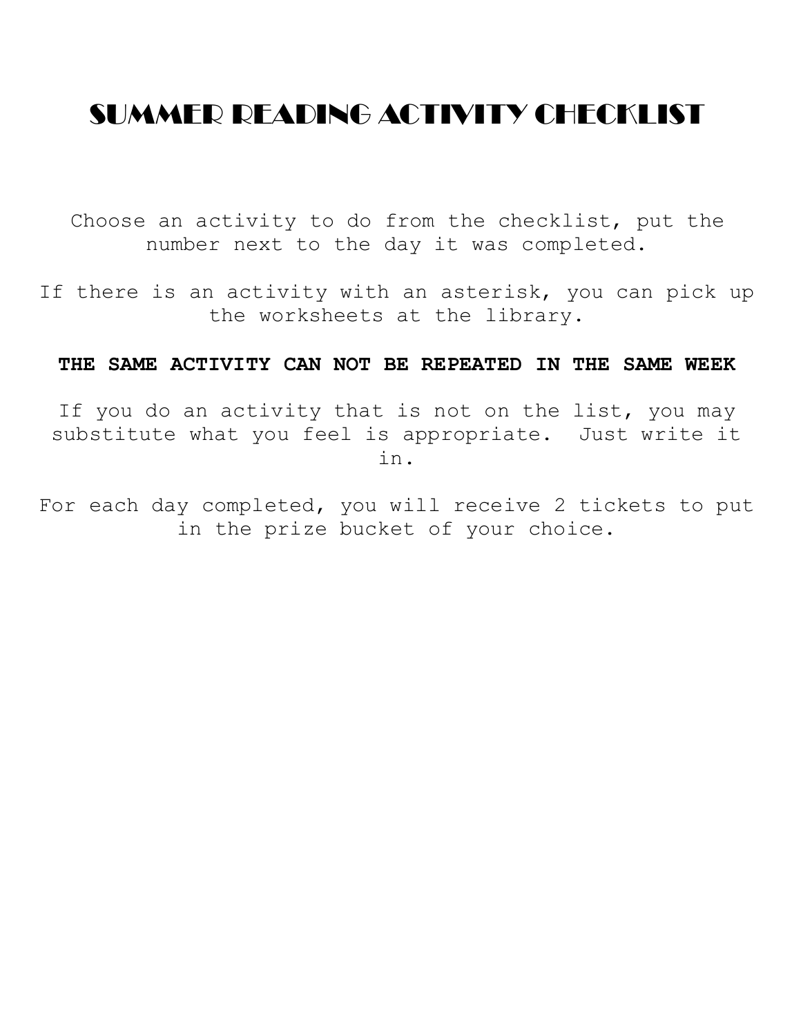# SUMMER READING ACTIVITY CHECKLIST

Choose an activity to do from the checklist, put the number next to the day it was completed.

If there is an activity with an asterisk, you can pick up the worksheets at the library.

**THE SAME ACTIVITY CAN NOT BE REPEATED IN THE SAME WEEK**

If you do an activity that is not on the list, you may substitute what you feel is appropriate.  Just write it in.

For each day completed, you will receive 2 tickets to put in the prize bucket of your choice.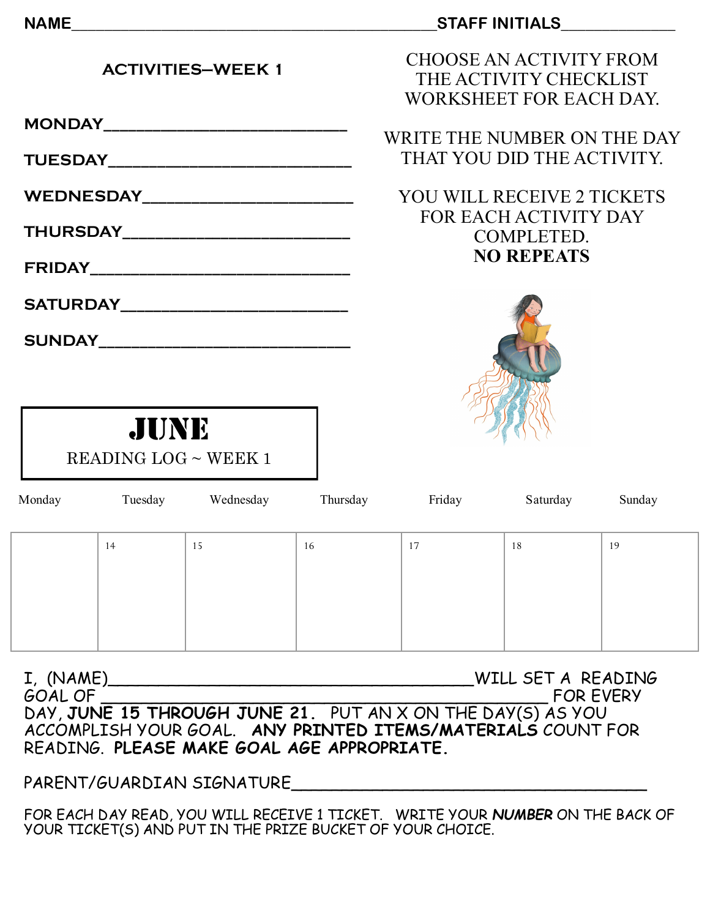NAME_______________________________________________ STAFF INITIALS_____________

## ACTIVITIES—WEEK 1

MONDAY___________________________

TUESDAY__________________________

WEDNESDAY________________________

THURSDAY_________________________

FRIDAY___________________________

SATURDAY_________________________

SUNDAY___________________________

CHOOSE AN ACTIVITY FROM THE ACTIVITY CHECKLIST WORKSHEET FOR EACH DAY.

WRITE THE NUMBER ON THE DAY THAT YOU DID THE ACTIVITY.

YOU WILL RECEIVE 2 TICKETS FOR EACH ACTIVITY DAY COMPLETED.
**NO REPEATS**

# JUNE

READING LOG ~ WEEK 1

| Monday | Tuesday | Wednesday | Thursday | Friday | Saturday | Sunday |
|---|---|---|---|---|---|---|
| | 14 | 15 | 16 | 17 | 18 | 19 |

I, (NAME)_________________________________________ WILL SET A READING GOAL OF ___________________________________________ FOR EVERY DAY, **JUNE 15 THROUGH JUNE 21.** PUT AN X ON THE DAY(S) AS YOU ACCOMPLISH YOUR GOAL. **ANY PRINTED ITEMS/MATERIALS** COUNT FOR READING. **PLEASE MAKE GOAL AGE APPROPRIATE.**

PARENT/GUARDIAN SIGNATURE______________________________________

FOR EACH DAY READ, YOU WILL RECEIVE 1 TICKET. WRITE YOUR ***NUMBER*** ON THE BACK OF YOUR TICKET(S) AND PUT IN THE PRIZE BUCKET OF YOUR CHOICE.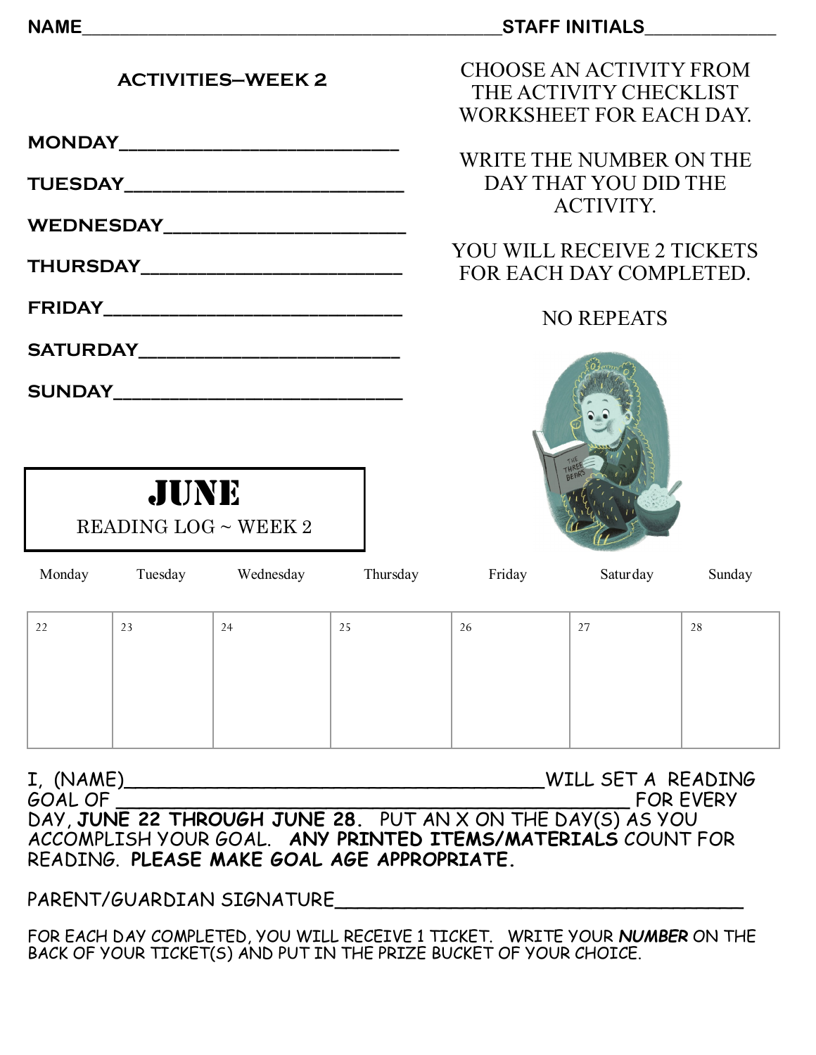NAME__________________________________________ STAFF INITIALS_____________

## ACTIVITIES–WEEK 2

MONDAY__________________________

TUESDAY__________________________

WEDNESDAY______________________

THURSDAY________________________

FRIDAY___________________________

SATURDAY________________________

SUNDAY__________________________

CHOOSE AN ACTIVITY FROM THE ACTIVITY CHECKLIST WORKSHEET FOR EACH DAY.

WRITE THE NUMBER ON THE DAY THAT YOU DID THE ACTIVITY.

YOU WILL RECEIVE 2 TICKETS FOR EACH DAY COMPLETED.

NO REPEATS

# JUNE

READING LOG ~ WEEK 2

| Monday | Tuesday | Wednesday | Thursday | Friday | Saturday | Sunday |
|---|---|---|---|---|---|---|
| 22 | 23 | 24 | 25 | 26 | 27 | 28 |

I, (NAME)_____________________________________WILL SET A READING GOAL OF ______________________________________________ FOR EVERY DAY, **JUNE 22 THROUGH JUNE 28.** PUT AN X ON THE DAY(S) AS YOU ACCOMPLISH YOUR GOAL. **ANY PRINTED ITEMS/MATERIALS** COUNT FOR READING. **PLEASE MAKE GOAL AGE APPROPRIATE.**

PARENT/GUARDIAN SIGNATURE____________________________________

FOR EACH DAY COMPLETED, YOU WILL RECEIVE 1 TICKET. WRITE YOUR ***NUMBER*** ON THE BACK OF YOUR TICKET(S) AND PUT IN THE PRIZE BUCKET OF YOUR CHOICE.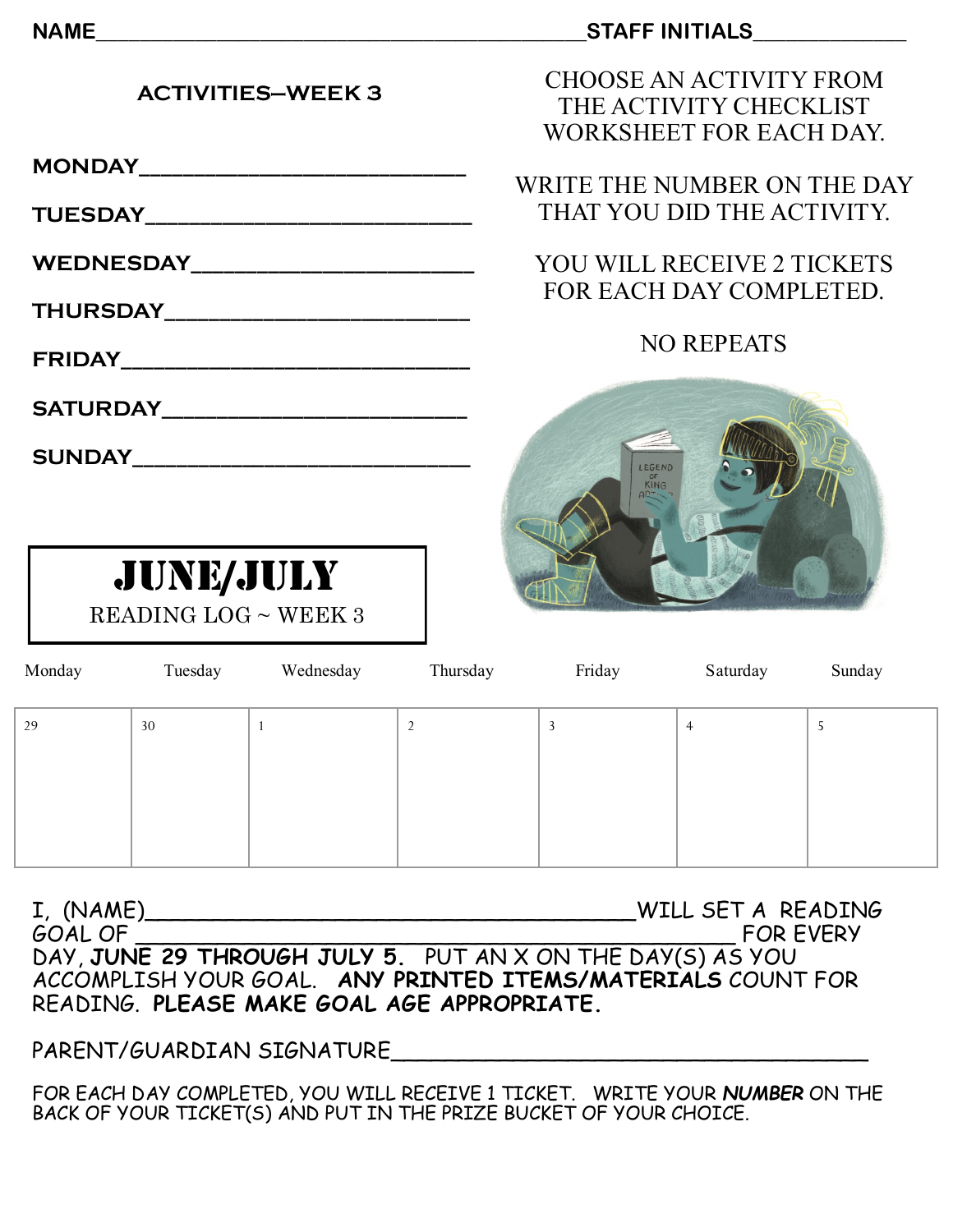NAME____________________________________________STAFF INITIALS____________

**ACTIVITIES—WEEK 3**

**MONDAY**__________________________

**TUESDAY**__________________________

**WEDNESDAY**_______________________

**THURSDAY**_________________________

**FRIDAY**___________________________

**SATURDAY**_________________________

**SUNDAY**___________________________

CHOOSE AN ACTIVITY FROM THE ACTIVITY CHECKLIST WORKSHEET FOR EACH DAY.

WRITE THE NUMBER ON THE DAY THAT YOU DID THE ACTIVITY.

YOU WILL RECEIVE 2 TICKETS FOR EACH DAY COMPLETED.

NO REPEATS

# JUNE/JULY

READING LOG ~ WEEK 3

| Monday | Tuesday | Wednesday | Thursday | Friday | Saturday | Sunday |
|---|---|---|---|---|---|---|
| 29 | 30 | 1 | 2 | 3 | 4 | 5 |

I, (NAME)______________________________________WILL SET A READING GOAL OF ______________________________________________ FOR EVERY DAY, **JUNE 29 THROUGH JULY 5.** PUT AN X ON THE DAY(S) AS YOU ACCOMPLISH YOUR GOAL. **ANY PRINTED ITEMS/MATERIALS** COUNT FOR READING. **PLEASE MAKE GOAL AGE APPROPRIATE.**

PARENT/GUARDIAN SIGNATURE_____________________________________

FOR EACH DAY COMPLETED, YOU WILL RECEIVE 1 TICKET. WRITE YOUR ***NUMBER*** ON THE BACK OF YOUR TICKET(S) AND PUT IN THE PRIZE BUCKET OF YOUR CHOICE.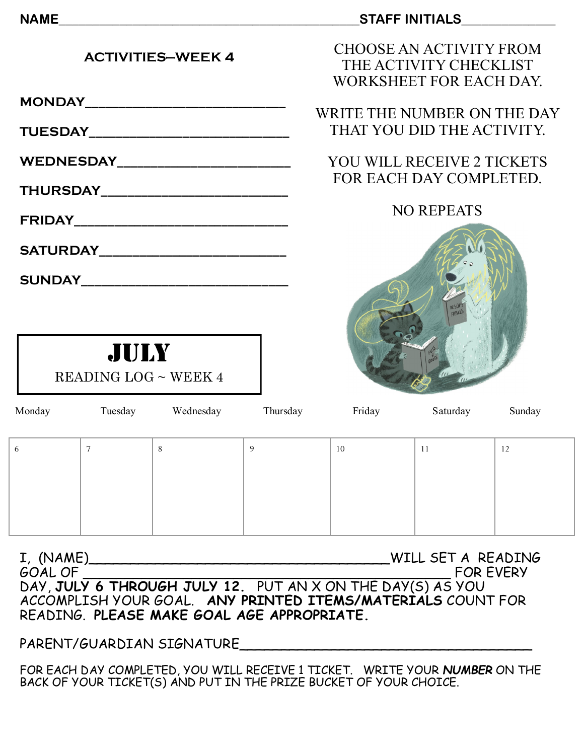NAME________________________________________STAFF INITIALS____________

**ACTIVITIES–WEEK 4**

**MONDAY**_________________________

**TUESDAY**_________________________

**WEDNESDAY**_____________________

**THURSDAY**_______________________

**FRIDAY**__________________________

**SATURDAY**_______________________

**SUNDAY**_________________________

CHOOSE AN ACTIVITY FROM THE ACTIVITY CHECKLIST WORKSHEET FOR EACH DAY.

WRITE THE NUMBER ON THE DAY THAT YOU DID THE ACTIVITY.

YOU WILL RECEIVE 2 TICKETS FOR EACH DAY COMPLETED.

NO REPEATS

# JULY

READING LOG ~ WEEK 4

| Monday | Tuesday | Wednesday | Thursday | Friday | Saturday | Sunday |
|---|---|---|---|---|---|---|
| 6 | 7 | 8 | 9 | 10 | 11 | 12 |

I, (NAME)_____________________________________WILL SET A READING GOAL OF _____________________________________ FOR EVERY DAY, **JULY 6 THROUGH JULY 12.** PUT AN X ON THE DAY(S) AS YOU ACCOMPLISH YOUR GOAL. **ANY PRINTED ITEMS/MATERIALS** COUNT FOR READING. **PLEASE MAKE GOAL AGE APPROPRIATE.**

PARENT/GUARDIAN SIGNATURE_________________________________

FOR EACH DAY COMPLETED, YOU WILL RECEIVE 1 TICKET. WRITE YOUR ***NUMBER*** ON THE BACK OF YOUR TICKET(S) AND PUT IN THE PRIZE BUCKET OF YOUR CHOICE.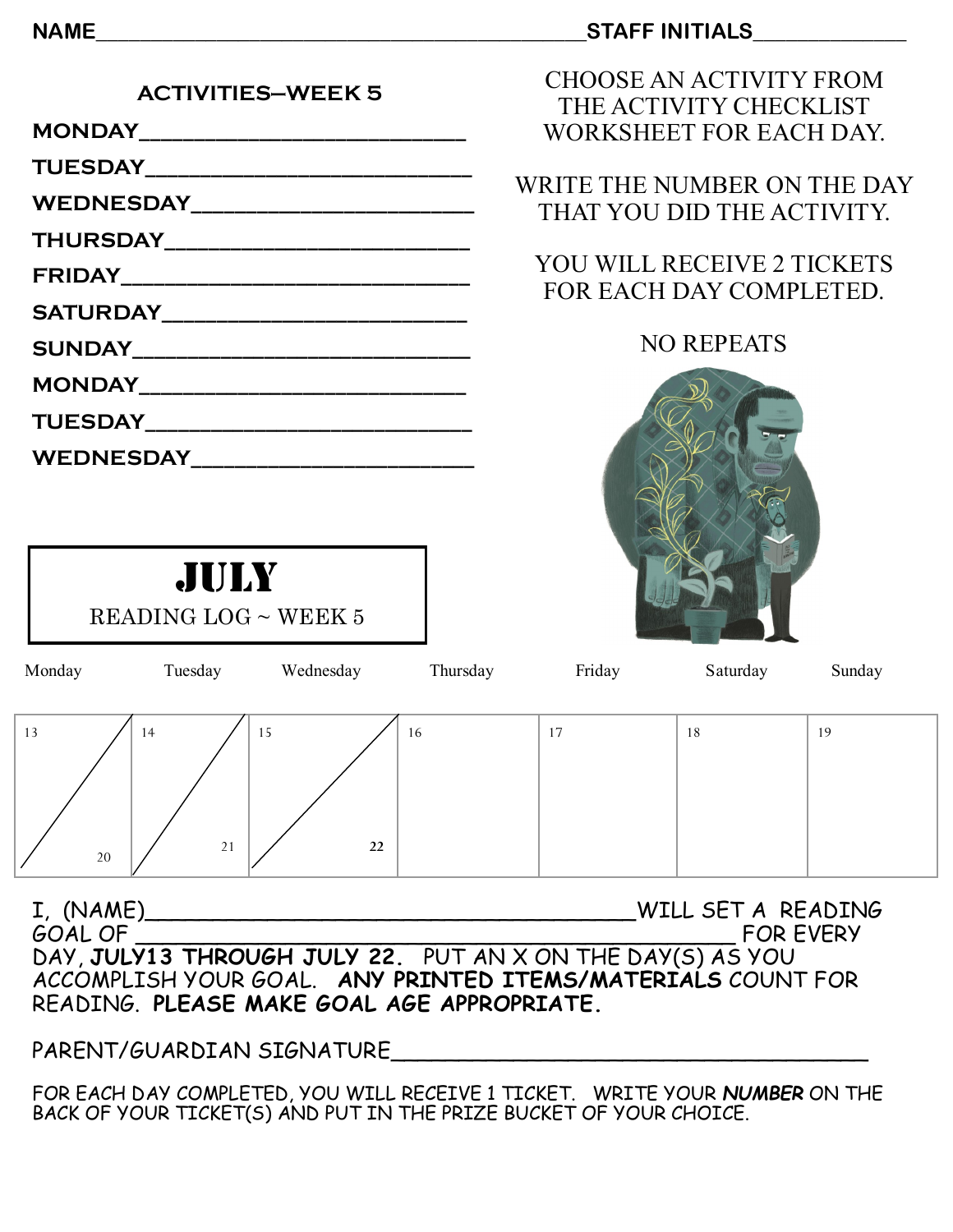NAME________________________________________STAFF INITIALS____________

### ACTIVITIES–WEEK 5

MONDAY__________________________

TUESDAY__________________________

WEDNESDAY______________________

THURSDAY________________________

FRIDAY___________________________

SATURDAY________________________

SUNDAY__________________________

MONDAY__________________________

TUESDAY__________________________

WEDNESDAY______________________

CHOOSE AN ACTIVITY FROM THE ACTIVITY CHECKLIST WORKSHEET FOR EACH DAY.

WRITE THE NUMBER ON THE DAY THAT YOU DID THE ACTIVITY.

YOU WILL RECEIVE 2 TICKETS FOR EACH DAY COMPLETED.

NO REPEATS

# JULY

READING LOG ~ WEEK 5

| Monday | Tuesday | Wednesday | Thursday | Friday | Saturday | Sunday |
|---|---|---|---|---|---|---|
| 13 / 20 | 14 / 21 | 15 / 22 | 16 | 17 | 18 | 19 |

I, (NAME)_____________________________________WILL SET A READING GOAL OF ____________________________________________ FOR EVERY DAY, **JULY13 THROUGH JULY 22.** PUT AN X ON THE DAY(S) AS YOU ACCOMPLISH YOUR GOAL. **ANY PRINTED ITEMS/MATERIALS** COUNT FOR READING. **PLEASE MAKE GOAL AGE APPROPRIATE.**

PARENT/GUARDIAN SIGNATURE____________________________________

FOR EACH DAY COMPLETED, YOU WILL RECEIVE 1 TICKET. WRITE YOUR ***NUMBER*** ON THE BACK OF YOUR TICKET(S) AND PUT IN THE PRIZE BUCKET OF YOUR CHOICE.